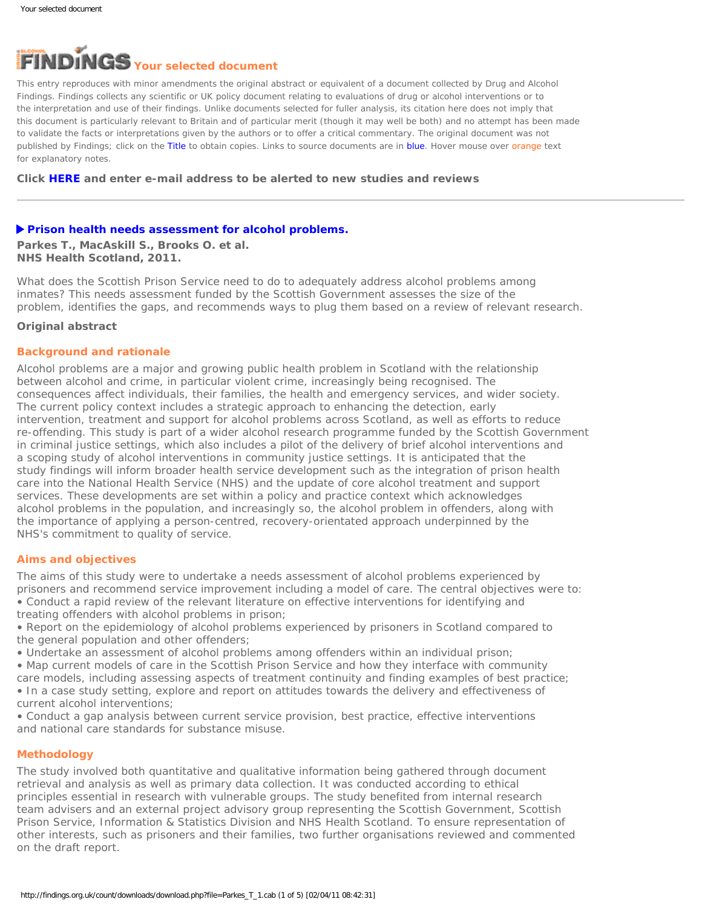# FINDINGS Your selected document

This entry reproduces with minor amendments the original abstract or equivalent of a document collected by Drug and Alcohol Findings. Findings collects any scientific or UK policy document relating to evaluations of drug or alcohol interventions or to the interpretation and use of their findings. Unlike documents selected for fuller analysis, its citation here does not imply that this document is particularly relevant to Britain and of particular merit (though it may well be both) and no attempt has been made to validate the facts or interpretations given by the authors or to offer a critical commentary. The original document was not published by Findings; click on the Title to obtain copies. Links to source documents are in blue. Hover mouse over orange text for explanatory notes.

**Click HERE and enter e-mail address to be alerted to new studies and reviews**

---

## ▶ Prison health needs assessment for alcohol problems.

**Parkes T., MacAskill S., Brooks O. et al.**
**NHS Health Scotland, 2011.**

What does the Scottish Prison Service need to do to adequately address alcohol problems among inmates? This needs assessment funded by the Scottish Government assesses the size of the problem, identifies the gaps, and recommends ways to plug them based on a review of relevant research.

**Original abstract**

### Background and rationale

Alcohol problems are a major and growing public health problem in Scotland with the relationship between alcohol and crime, in particular violent crime, increasingly being recognised. The consequences affect individuals, their families, the health and emergency services, and wider society. The current policy context includes a strategic approach to enhancing the detection, early intervention, treatment and support for alcohol problems across Scotland, as well as efforts to reduce re-offending. This study is part of a wider alcohol research programme funded by the Scottish Government in criminal justice settings, which also includes a pilot of the delivery of brief alcohol interventions and a scoping study of alcohol interventions in community justice settings. It is anticipated that the study findings will inform broader health service development such as the integration of prison health care into the National Health Service (NHS) and the update of core alcohol treatment and support services. These developments are set within a policy and practice context which acknowledges alcohol problems in the population, and increasingly so, the alcohol problem in offenders, along with the importance of applying a person-centred, recovery-orientated approach underpinned by the NHS's commitment to quality of service.

### Aims and objectives

The aims of this study were to undertake a needs assessment of alcohol problems experienced by prisoners and recommend service improvement including a model of care. The central objectives were to:

- Conduct a rapid review of the relevant literature on effective interventions for identifying and treating offenders with alcohol problems in prison;
- Report on the epidemiology of alcohol problems experienced by prisoners in Scotland compared to the general population and other offenders;
- Undertake an assessment of alcohol problems among offenders within an individual prison;
- Map current models of care in the Scottish Prison Service and how they interface with community care models, including assessing aspects of treatment continuity and finding examples of best practice;
- In a case study setting, explore and report on attitudes towards the delivery and effectiveness of current alcohol interventions;
- Conduct a gap analysis between current service provision, best practice, effective interventions and national care standards for substance misuse.

### Methodology

The study involved both quantitative and qualitative information being gathered through document retrieval and analysis as well as primary data collection. It was conducted according to ethical principles essential in research with vulnerable groups. The study benefited from internal research team advisers and an external project advisory group representing the Scottish Government, Scottish Prison Service, Information & Statistics Division and NHS Health Scotland. To ensure representation of other interests, such as prisoners and their families, two further organisations reviewed and commented on the draft report.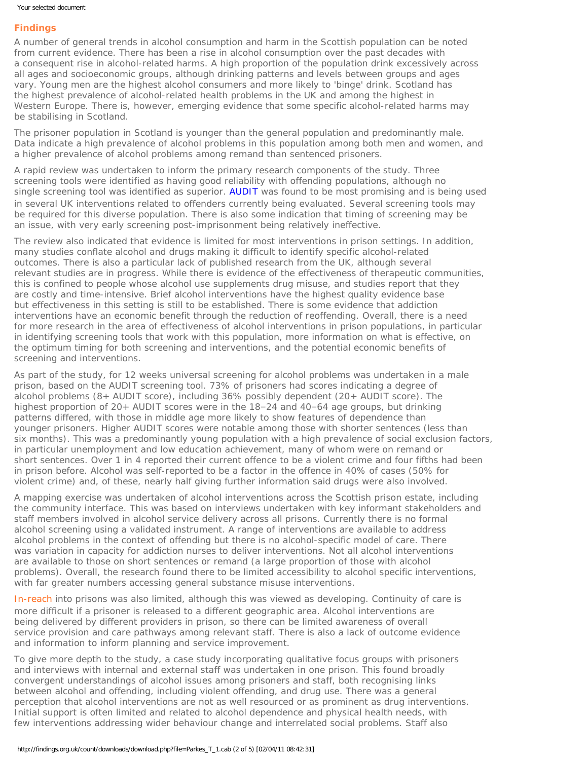## Findings

A number of general trends in alcohol consumption and harm in the Scottish population can be noted from current evidence. There has been a rise in alcohol consumption over the past decades with a consequent rise in alcohol-related harms. A high proportion of the population drink excessively across all ages and socioeconomic groups, although drinking patterns and levels between groups and ages vary. Young men are the highest alcohol consumers and more likely to 'binge' drink. Scotland has the highest prevalence of alcohol-related health problems in the UK and among the highest in Western Europe. There is, however, emerging evidence that some specific alcohol-related harms may be stabilising in Scotland.

The prisoner population in Scotland is younger than the general population and predominantly male. Data indicate a high prevalence of alcohol problems in this population among both men and women, and a higher prevalence of alcohol problems among remand than sentenced prisoners.

A rapid review was undertaken to inform the primary research components of the study. Three screening tools were identified as having good reliability with offending populations, although no single screening tool was identified as superior. AUDIT was found to be most promising and is being used in several UK interventions related to offenders currently being evaluated. Several screening tools may be required for this diverse population. There is also some indication that timing of screening may be an issue, with very early screening post-imprisonment being relatively ineffective.

The review also indicated that evidence is limited for most interventions in prison settings. In addition, many studies conflate alcohol and drugs making it difficult to identify specific alcohol-related outcomes. There is also a particular lack of published research from the UK, although several relevant studies are in progress. While there is evidence of the effectiveness of therapeutic communities, this is confined to people whose alcohol use supplements drug misuse, and studies report that they are costly and time-intensive. Brief alcohol interventions have the highest quality evidence base but effectiveness in this setting is still to be established. There is some evidence that addiction interventions have an economic benefit through the reduction of reoffending. Overall, there is a need for more research in the area of effectiveness of alcohol interventions in prison populations, in particular in identifying screening tools that work with this population, more information on what is effective, on the optimum timing for both screening and interventions, and the potential economic benefits of screening and interventions.

As part of the study, for 12 weeks universal screening for alcohol problems was undertaken in a male prison, based on the AUDIT screening tool. 73% of prisoners had scores indicating a degree of alcohol problems (8+ AUDIT score), including 36% possibly dependent (20+ AUDIT score). The highest proportion of 20+ AUDIT scores were in the 18–24 and 40–64 age groups, but drinking patterns differed, with those in middle age more likely to show features of dependence than younger prisoners. Higher AUDIT scores were notable among those with shorter sentences (less than six months). This was a predominantly young population with a high prevalence of social exclusion factors, in particular unemployment and low education achievement, many of whom were on remand or short sentences. Over 1 in 4 reported their current offence to be a violent crime and four fifths had been in prison before. Alcohol was self-reported to be a factor in the offence in 40% of cases (50% for violent crime) and, of these, nearly half giving further information said drugs were also involved.

A mapping exercise was undertaken of alcohol interventions across the Scottish prison estate, including the community interface. This was based on interviews undertaken with key informant stakeholders and staff members involved in alcohol service delivery across all prisons. Currently there is no formal alcohol screening using a validated instrument. A range of interventions are available to address alcohol problems in the context of offending but there is no alcohol-specific model of care. There was variation in capacity for addiction nurses to deliver interventions. Not all alcohol interventions are available to those on short sentences or remand (a large proportion of those with alcohol problems). Overall, the research found there to be limited accessibility to alcohol specific interventions, with far greater numbers accessing general substance misuse interventions.

In-reach into prisons was also limited, although this was viewed as developing. Continuity of care is more difficult if a prisoner is released to a different geographic area. Alcohol interventions are being delivered by different providers in prison, so there can be limited awareness of overall service provision and care pathways among relevant staff. There is also a lack of outcome evidence and information to inform planning and service improvement.

To give more depth to the study, a case study incorporating qualitative focus groups with prisoners and interviews with internal and external staff was undertaken in one prison. This found broadly convergent understandings of alcohol issues among prisoners and staff, both recognising links between alcohol and offending, including violent offending, and drug use. There was a general perception that alcohol interventions are not as well resourced or as prominent as drug interventions. Initial support is often limited and related to alcohol dependence and physical health needs, with few interventions addressing wider behaviour change and interrelated social problems. Staff also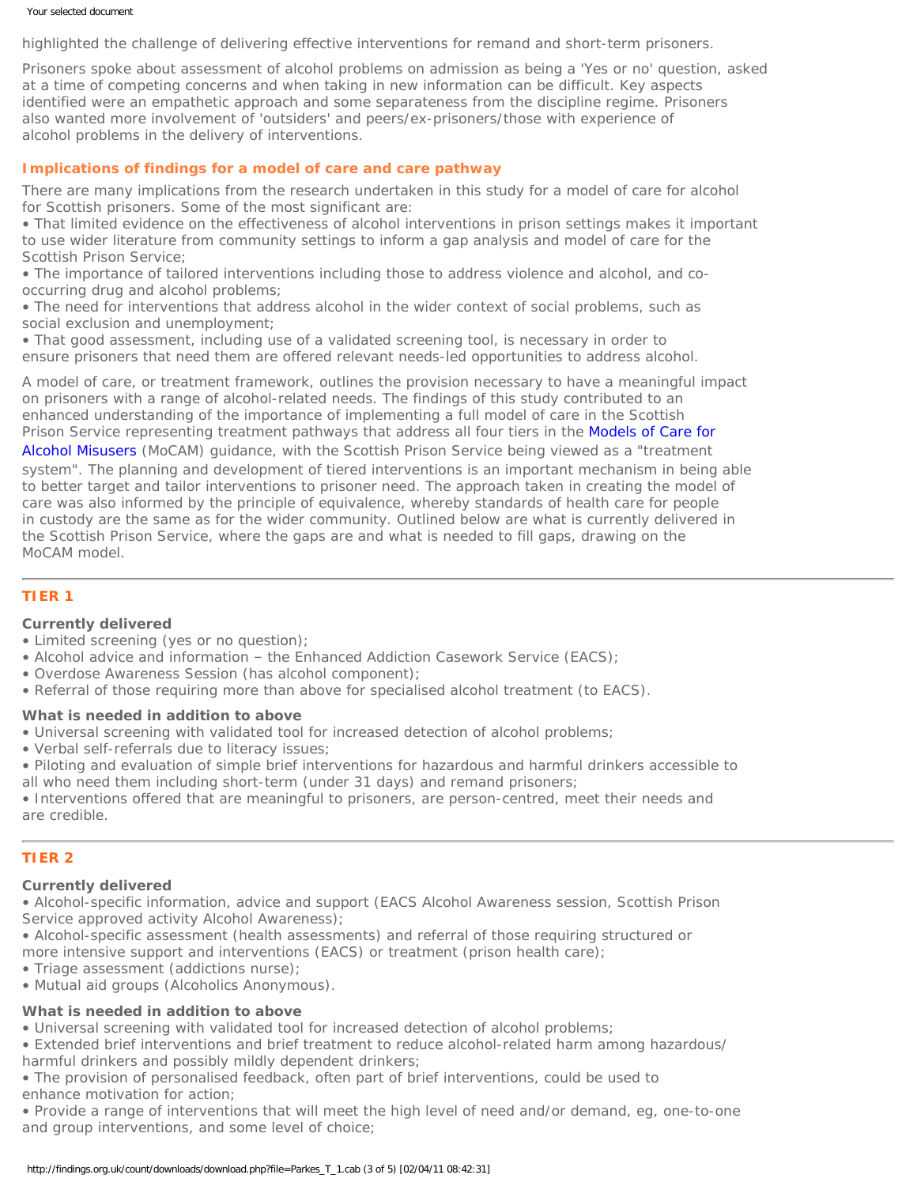highlighted the challenge of delivering effective interventions for remand and short-term prisoners.

Prisoners spoke about assessment of alcohol problems on admission as being a 'Yes or no' question, asked at a time of competing concerns and when taking in new information can be difficult. Key aspects identified were an empathetic approach and some separateness from the discipline regime. Prisoners also wanted more involvement of 'outsiders' and peers/ex-prisoners/those with experience of alcohol problems in the delivery of interventions.

### Implications of findings for a model of care and care pathway

There are many implications from the research undertaken in this study for a model of care for alcohol for Scottish prisoners. Some of the most significant are:

- That limited evidence on the effectiveness of alcohol interventions in prison settings makes it important to use wider literature from community settings to inform a gap analysis and model of care for the Scottish Prison Service;
- The importance of tailored interventions including those to address violence and alcohol, and co-occurring drug and alcohol problems;
- The need for interventions that address alcohol in the wider context of social problems, such as social exclusion and unemployment;
- That good assessment, including use of a validated screening tool, is necessary in order to ensure prisoners that need them are offered relevant needs-led opportunities to address alcohol.

A model of care, or treatment framework, outlines the provision necessary to have a meaningful impact on prisoners with a range of alcohol-related needs. The findings of this study contributed to an enhanced understanding of the importance of implementing a full model of care in the Scottish Prison Service representing treatment pathways that address all four tiers in the Models of Care for Alcohol Misusers (MoCAM) guidance, with the Scottish Prison Service being viewed as a "treatment system". The planning and development of tiered interventions is an important mechanism in being able to better target and tailor interventions to prisoner need. The approach taken in creating the model of care was also informed by the principle of equivalence, whereby standards of health care for people in custody are the same as for the wider community. Outlined below are what is currently delivered in the Scottish Prison Service, where the gaps are and what is needed to fill gaps, drawing on the MoCAM model.

---

### TIER 1

**Currently delivered**

- Limited screening (yes or no question);
- Alcohol advice and information – the Enhanced Addiction Casework Service (EACS);
- Overdose Awareness Session (has alcohol component);
- Referral of those requiring more than above for specialised alcohol treatment (to EACS).

**What is needed in addition to above**

- Universal screening with validated tool for increased detection of alcohol problems;
- Verbal self-referrals due to literacy issues;
- Piloting and evaluation of simple brief interventions for hazardous and harmful drinkers accessible to all who need them including short-term (under 31 days) and remand prisoners;
- Interventions offered that are meaningful to prisoners, are person-centred, meet their needs and are credible.

---

### TIER 2

**Currently delivered**

- Alcohol-specific information, advice and support (EACS Alcohol Awareness session, Scottish Prison Service approved activity Alcohol Awareness);
- Alcohol-specific assessment (health assessments) and referral of those requiring structured or more intensive support and interventions (EACS) or treatment (prison health care);
- Triage assessment (addictions nurse);
- Mutual aid groups (Alcoholics Anonymous).

**What is needed in addition to above**

- Universal screening with validated tool for increased detection of alcohol problems;
- Extended brief interventions and brief treatment to reduce alcohol-related harm among hazardous/harmful drinkers and possibly mildly dependent drinkers;
- The provision of personalised feedback, often part of brief interventions, could be used to enhance motivation for action;
- Provide a range of interventions that will meet the high level of need and/or demand, eg, one-to-one and group interventions, and some level of choice;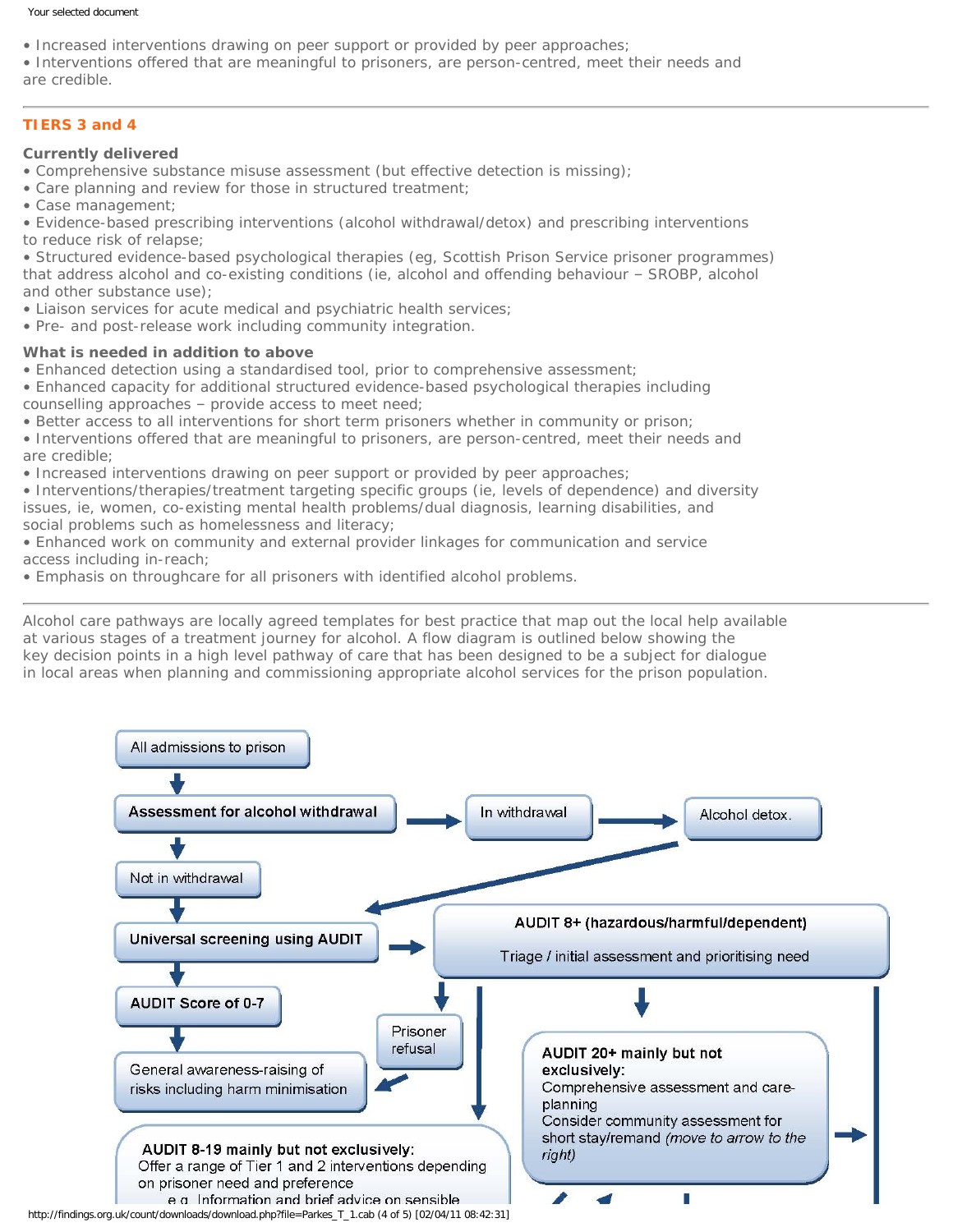- Increased interventions drawing on peer support or provided by peer approaches;
- Interventions offered that are meaningful to prisoners, are person-centred, meet their needs and are credible.

---

## TIERS 3 and 4

**Currently delivered**

- Comprehensive substance misuse assessment (but effective detection is missing);
- Care planning and review for those in structured treatment;
- Case management;
- Evidence-based prescribing interventions (alcohol withdrawal/detox) and prescribing interventions to reduce risk of relapse;
- Structured evidence-based psychological therapies (eg, Scottish Prison Service prisoner programmes) that address alcohol and co-existing conditions (ie, alcohol and offending behaviour – SROBP, alcohol and other substance use);
- Liaison services for acute medical and psychiatric health services;
- Pre- and post-release work including community integration.

**What is needed in addition to above**

- Enhanced detection using a standardised tool, prior to comprehensive assessment;
- Enhanced capacity for additional structured evidence-based psychological therapies including counselling approaches – provide access to meet need;
- Better access to all interventions for short term prisoners whether in community or prison;
- Interventions offered that are meaningful to prisoners, are person-centred, meet their needs and are credible;
- Increased interventions drawing on peer support or provided by peer approaches;
- Interventions/therapies/treatment targeting specific groups (ie, levels of dependence) and diversity issues, ie, women, co-existing mental health problems/dual diagnosis, learning disabilities, and social problems such as homelessness and literacy;
- Enhanced work on community and external provider linkages for communication and service access including in-reach;
- Emphasis on throughcare for all prisoners with identified alcohol problems.

---

Alcohol care pathways are locally agreed templates for best practice that map out the local help available at various stages of a treatment journey for alcohol. A flow diagram is outlined below showing the key decision points in a high level pathway of care that has been designed to be a subject for dialogue in local areas when planning and commissioning appropriate alcohol services for the prison population.

All admissions to prison

**Assessment for alcohol withdrawal**

In withdrawal

Alcohol detox.

Not in withdrawal

**Universal screening using AUDIT**

**AUDIT 8+ (hazardous/harmful/dependent)**
Triage / initial assessment and prioritising need

**AUDIT Score of 0-7**

Prisoner refusal

General awareness-raising of risks including harm minimisation

**AUDIT 20+ mainly but not exclusively:**
Comprehensive assessment and care-planning
Consider community assessment for short stay/remand *(move to arrow to the right)*

**AUDIT 8-19 mainly but not exclusively:**
Offer a range of Tier 1 and 2 interventions depending on prisoner need and preference
e.g. Information and brief advice on sensible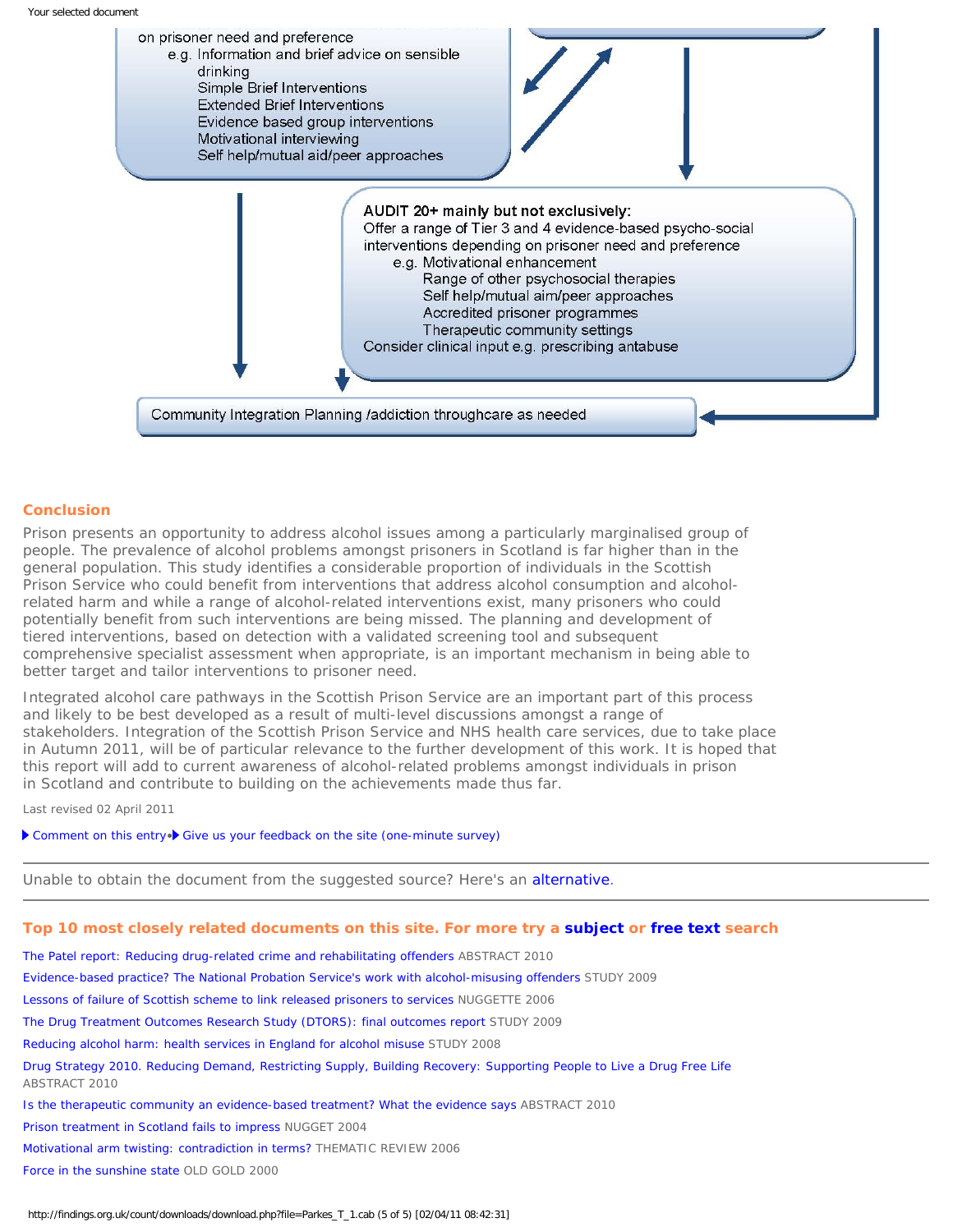on prisoner need and preference
e.g. Information and brief advice on sensible drinking
Simple Brief Interventions
Extended Brief Interventions
Evidence based group interventions
Motivational interviewing
Self help/mutual aid/peer approaches

AUDIT 20+ mainly but not exclusively:
Offer a range of Tier 3 and 4 evidence-based psycho-social interventions depending on prisoner need and preference
e.g. Motivational enhancement
Range of other psychosocial therapies
Self help/mutual aim/peer approaches
Accredited prisoner programmes
Therapeutic community settings
Consider clinical input e.g. prescribing antabuse

Community Integration Planning /addiction throughcare as needed

## Conclusion

Prison presents an opportunity to address alcohol issues among a particularly marginalised group of people. The prevalence of alcohol problems amongst prisoners in Scotland is far higher than in the general population. This study identifies a considerable proportion of individuals in the Scottish Prison Service who could benefit from interventions that address alcohol consumption and alcohol-related harm and while a range of alcohol-related interventions exist, many prisoners who could potentially benefit from such interventions are being missed. The planning and development of tiered interventions, based on detection with a validated screening tool and subsequent comprehensive specialist assessment when appropriate, is an important mechanism in being able to better target and tailor interventions to prisoner need.

Integrated alcohol care pathways in the Scottish Prison Service are an important part of this process and likely to be best developed as a result of multi-level discussions amongst a range of stakeholders. Integration of the Scottish Prison Service and NHS health care services, due to take place in Autumn 2011, will be of particular relevance to the further development of this work. It is hoped that this report will add to current awareness of alcohol-related problems amongst individuals in prison in Scotland and contribute to building on the achievements made thus far.

Last revised 02 April 2011

▶ Comment on this entry•▶ Give us your feedback on the site (one-minute survey)

Unable to obtain the document from the suggested source? Here's an alternative.

## Top 10 most closely related documents on this site. For more try a subject or free text search

- The Patel report: Reducing drug-related crime and rehabilitating offenders ABSTRACT 2010
- Evidence-based practice? The National Probation Service's work with alcohol-misusing offenders STUDY 2009
- Lessons of failure of Scottish scheme to link released prisoners to services NUGGETTE 2006
- The Drug Treatment Outcomes Research Study (DTORS): final outcomes report STUDY 2009
- Reducing alcohol harm: health services in England for alcohol misuse STUDY 2008
- Drug Strategy 2010. Reducing Demand, Restricting Supply, Building Recovery: Supporting People to Live a Drug Free Life ABSTRACT 2010
- Is the therapeutic community an evidence-based treatment? What the evidence says ABSTRACT 2010
- Prison treatment in Scotland fails to impress NUGGET 2004
- Motivational arm twisting: contradiction in terms? THEMATIC REVIEW 2006
- Force in the sunshine state OLD GOLD 2000